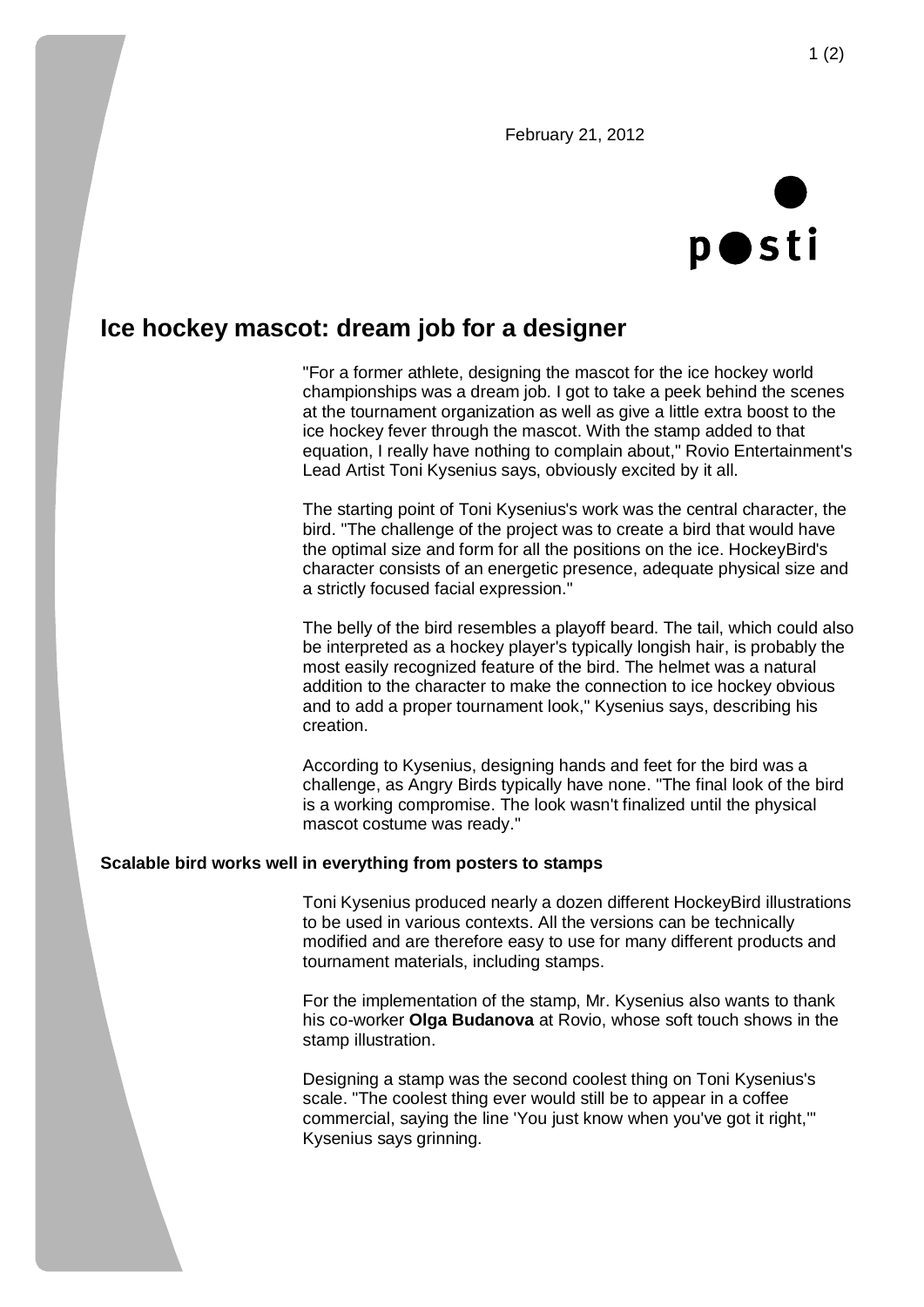February 21, 2012

posti

# Ice hockey mascot: dream job for a designer

"For a former athlete, designing the mascot for the ice hockey world championships was a dream job. I got to take a peek behind the scenes at the tournament organization as well as give a little extra boost to the ice hockey fever through the mascot. With the stamp added to that equation, I really have nothing to complain about," Rovio Entertainment's Lead Artist Toni Kysenius says, obviously excited by it all.

The starting point of Toni Kysenius's work was the central character, the bird. "The challenge of the project was to create a bird that would have the optimal size and form for all the positions on the ice. HockeyBird's character consists of an energetic presence, adequate physical size and a strictly focused facial expression."

The belly of the bird resembles a playoff beard. The tail, which could also be interpreted as a hockey player's typically longish hair, is probably the most easily recognized feature of the bird. The helmet was a natural addition to the character to make the connection to ice hockey obvious and to add a proper tournament look," Kysenius says, describing his creation.

According to Kysenius, designing hands and feet for the bird was a challenge, as Angry Birds typically have none. "The final look of the bird is a working compromise. The look wasn't finalized until the physical mascot costume was ready."

**Scalable bird works well in everything from posters to stamps**

Toni Kysenius produced nearly a dozen different HockeyBird illustrations to be used in various contexts. All the versions can be technically modified and are therefore easy to use for many different products and tournament materials, including stamps.

For the implementation of the stamp, Mr. Kysenius also wants to thank his co-worker **Olga Budanova** at Rovio, whose soft touch shows in the stamp illustration.

Designing a stamp was the second coolest thing on Toni Kysenius's scale. "The coolest thing ever would still be to appear in a coffee commercial, saying the line 'You just know when you've got it right,'" Kysenius says grinning.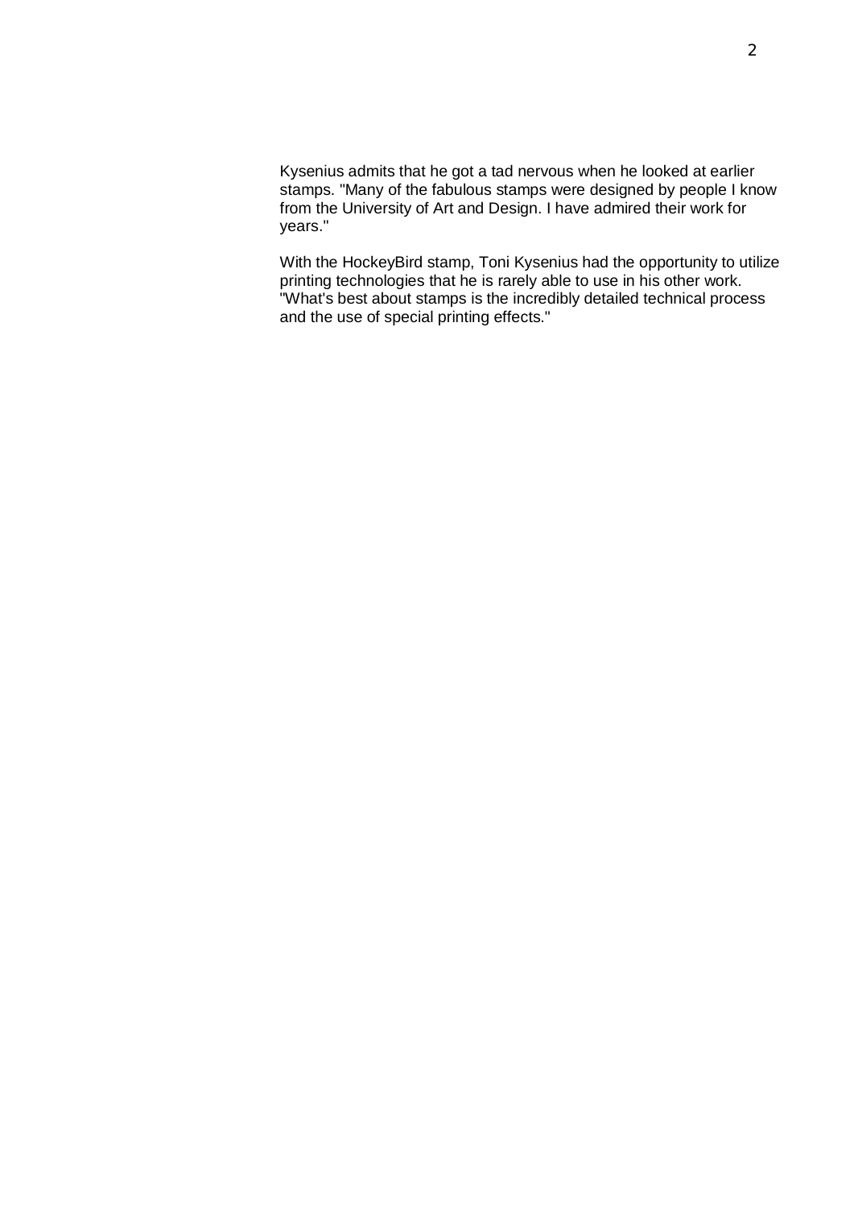Kysenius admits that he got a tad nervous when he looked at earlier stamps. "Many of the fabulous stamps were designed by people I know from the University of Art and Design. I have admired their work for years."

With the HockeyBird stamp, Toni Kysenius had the opportunity to utilize printing technologies that he is rarely able to use in his other work. "What's best about stamps is the incredibly detailed technical process and the use of special printing effects."